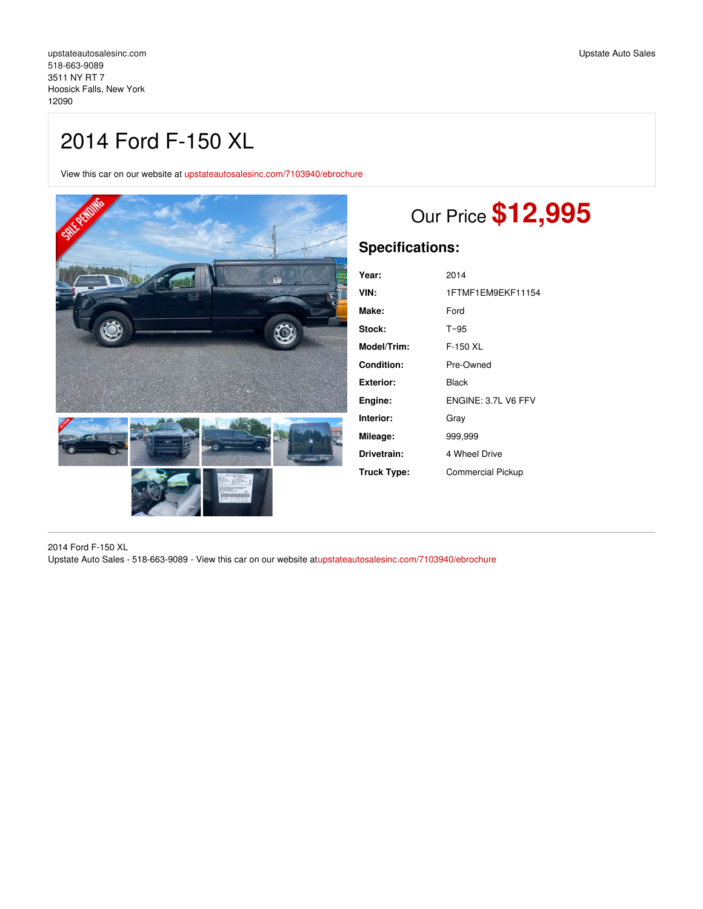upstateautosalesinc.com
518-663-9089
3511 NY RT 7
Hoosick Falls, New York
12090

Upstate Auto Sales

# 2014 Ford F-150 XL

View this car on our website at upstateautosalesinc.com/7103940/ebrochure

## Our Price $12,995

## Specifications:

| | |
|---|---|
| **Year:** | 2014 |
| **VIN:** | 1FTMF1EM9EKF11154 |
| **Make:** | Ford |
| **Stock:** | T~95 |
| **Model/Trim:** | F-150 XL |
| **Condition:** | Pre-Owned |
| **Exterior:** | Black |
| **Engine:** | ENGINE: 3.7L V6 FFV |
| **Interior:** | Gray |
| **Mileage:** | 999,999 |
| **Drivetrain:** | 4 Wheel Drive |
| **Truck Type:** | Commercial Pickup |

2014 Ford F-150 XL
Upstate Auto Sales - 518-663-9089 - View this car on our website atupstateautosalesinc.com/7103940/ebrochure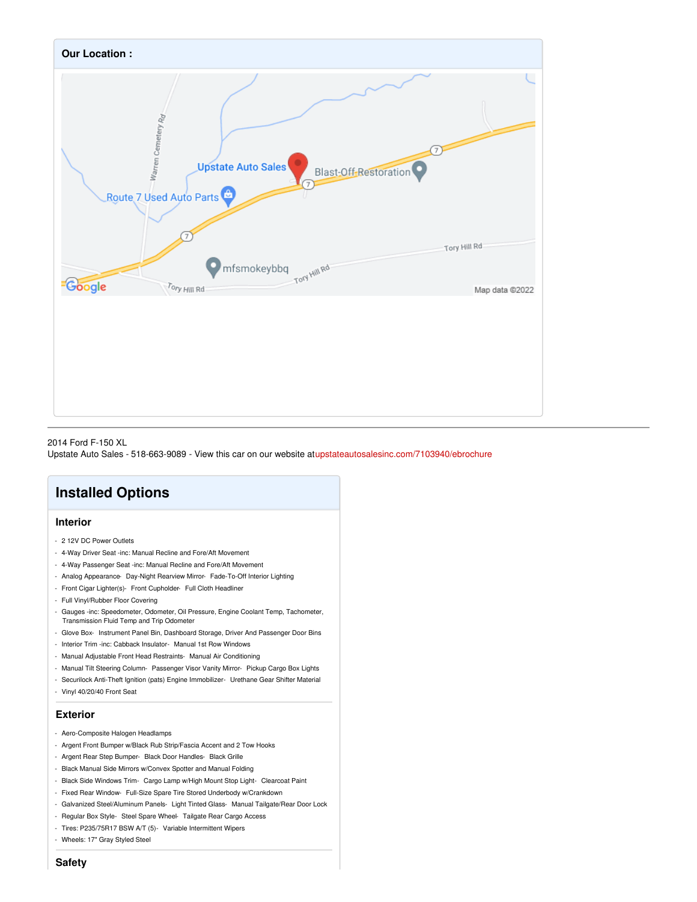## Our Location :

---

2014 Ford F-150 XL
Upstate Auto Sales - 518-663-9089 - View this car on our website at upstateautosalesinc.com/7103940/ebrochure

# Installed Options

## Interior

- 2 12V DC Power Outlets
- 4-Way Driver Seat -inc: Manual Recline and Fore/Aft Movement
- 4-Way Passenger Seat -inc: Manual Recline and Fore/Aft Movement
- Analog Appearance- Day-Night Rearview Mirror- Fade-To-Off Interior Lighting
- Front Cigar Lighter(s)- Front Cupholder- Full Cloth Headliner
- Full Vinyl/Rubber Floor Covering
- Gauges -inc: Speedometer, Odometer, Oil Pressure, Engine Coolant Temp, Tachometer, Transmission Fluid Temp and Trip Odometer
- Glove Box- Instrument Panel Bin, Dashboard Storage, Driver And Passenger Door Bins
- Interior Trim -inc: Cabback Insulator- Manual 1st Row Windows
- Manual Adjustable Front Head Restraints- Manual Air Conditioning
- Manual Tilt Steering Column- Passenger Visor Vanity Mirror- Pickup Cargo Box Lights
- Securilock Anti-Theft Ignition (pats) Engine Immobilizer- Urethane Gear Shifter Material
- Vinyl 40/20/40 Front Seat

## Exterior

- Aero-Composite Halogen Headlamps
- Argent Front Bumper w/Black Rub Strip/Fascia Accent and 2 Tow Hooks
- Argent Rear Step Bumper- Black Door Handles- Black Grille
- Black Manual Side Mirrors w/Convex Spotter and Manual Folding
- Black Side Windows Trim- Cargo Lamp w/High Mount Stop Light- Clearcoat Paint
- Fixed Rear Window- Full-Size Spare Tire Stored Underbody w/Crankdown
- Galvanized Steel/Aluminum Panels- Light Tinted Glass- Manual Tailgate/Rear Door Lock
- Regular Box Style- Steel Spare Wheel- Tailgate Rear Cargo Access
- Tires: P235/75R17 BSW A/T (5)- Variable Intermittent Wipers
- Wheels: 17" Gray Styled Steel

## Safety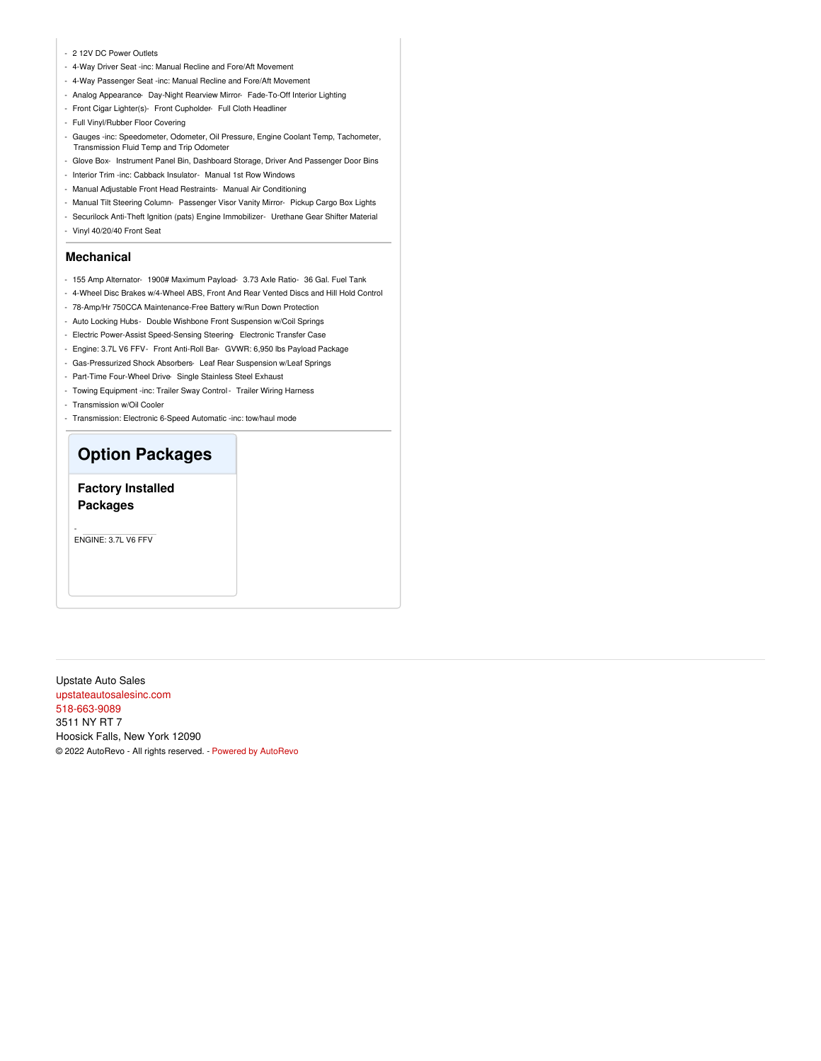- 2 12V DC Power Outlets
- 4-Way Driver Seat -inc: Manual Recline and Fore/Aft Movement
- 4-Way Passenger Seat -inc: Manual Recline and Fore/Aft Movement
- Analog Appearance- Day-Night Rearview Mirror- Fade-To-Off Interior Lighting
- Front Cigar Lighter(s)- Front Cupholder- Full Cloth Headliner
- Full Vinyl/Rubber Floor Covering
- Gauges -inc: Speedometer, Odometer, Oil Pressure, Engine Coolant Temp, Tachometer, Transmission Fluid Temp and Trip Odometer
- Glove Box- Instrument Panel Bin, Dashboard Storage, Driver And Passenger Door Bins
- Interior Trim -inc: Cabback Insulator- Manual 1st Row Windows
- Manual Adjustable Front Head Restraints- Manual Air Conditioning
- Manual Tilt Steering Column- Passenger Visor Vanity Mirror- Pickup Cargo Box Lights
- Securilock Anti-Theft Ignition (pats) Engine Immobilizer- Urethane Gear Shifter Material
- Vinyl 40/20/40 Front Seat

## Mechanical

- 155 Amp Alternator- 1900# Maximum Payload- 3.73 Axle Ratio- 36 Gal. Fuel Tank
- 4-Wheel Disc Brakes w/4-Wheel ABS, Front And Rear Vented Discs and Hill Hold Control
- 78-Amp/Hr 750CCA Maintenance-Free Battery w/Run Down Protection
- Auto Locking Hubs- Double Wishbone Front Suspension w/Coil Springs
- Electric Power-Assist Speed-Sensing Steering- Electronic Transfer Case
- Engine: 3.7L V6 FFV- Front Anti-Roll Bar- GVWR: 6,950 lbs Payload Package
- Gas-Pressurized Shock Absorbers- Leaf Rear Suspension w/Leaf Springs
- Part-Time Four-Wheel Drive- Single Stainless Steel Exhaust
- Towing Equipment -inc: Trailer Sway Control- Trailer Wiring Harness
- Transmission w/Oil Cooler
- Transmission: Electronic 6-Speed Automatic -inc: tow/haul mode

# Option Packages

### Factory Installed Packages

- ENGINE: 3.7L V6 FFV

Upstate Auto Sales
upstateautosalesinc.com
518-663-9089
3511 NY RT 7
Hoosick Falls, New York 12090
© 2022 AutoRevo - All rights reserved. - Powered by AutoRevo